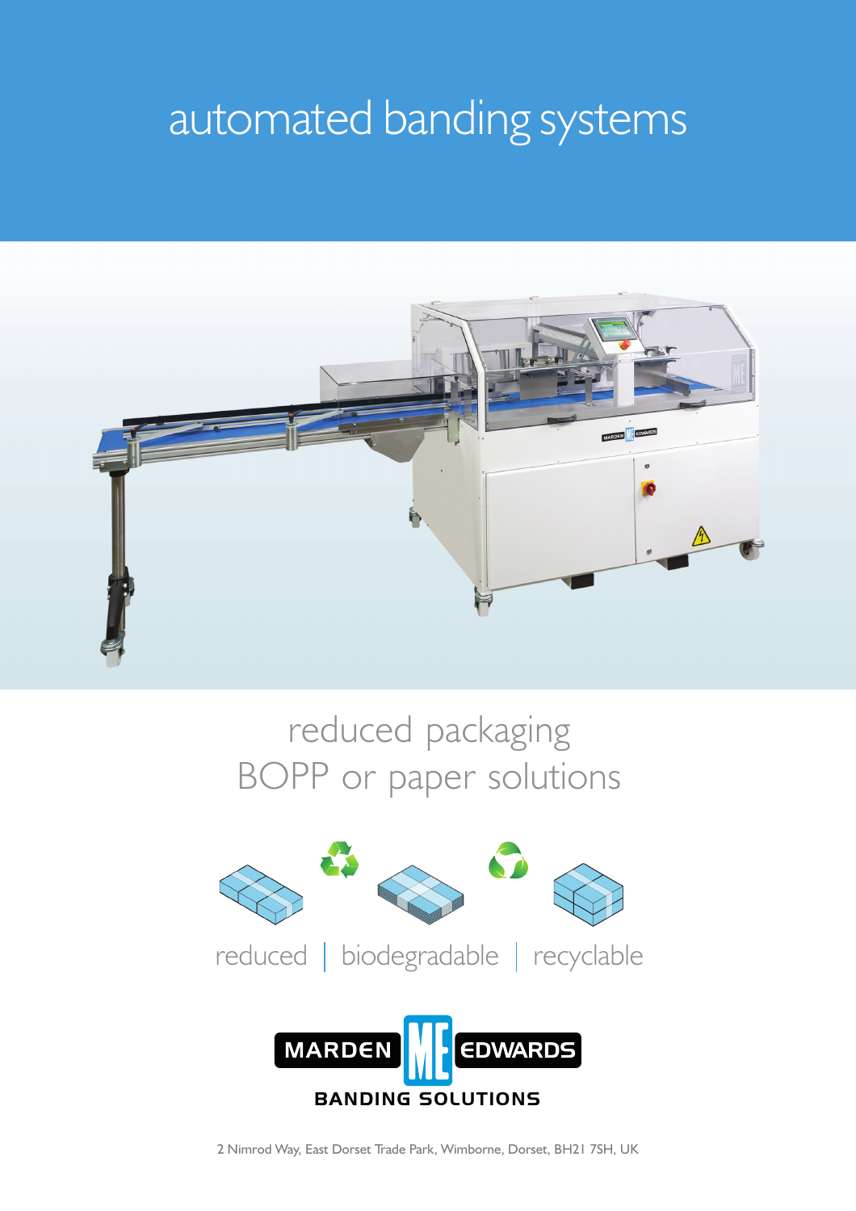# automated banding systems

reduced packaging
BOPP or paper solutions

reduced | biodegradable | recyclable

MARDEN EDWARDS
BANDING SOLUTIONS

2 Nimrod Way, East Dorset Trade Park, Wimborne, Dorset, BH21 7SH, UK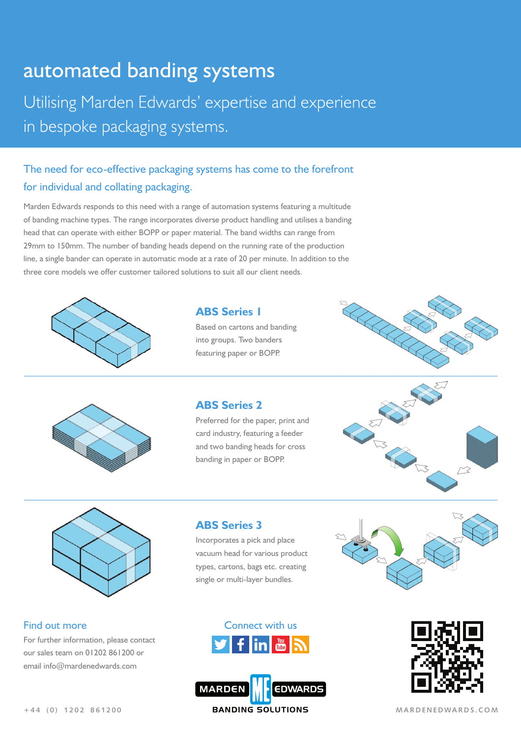# automated banding systems

## Utilising Marden Edwards' expertise and experience in bespoke packaging systems.

### The need for eco-effective packaging systems has come to the forefront for individual and collating packaging.

Marden Edwards responds to this need with a range of automation systems featuring a multitude of banding machine types. The range incorporates diverse product handling and utilises a banding head that can operate with either BOPP or paper material. The band widths can range from 29mm to 150mm. The number of banding heads depend on the running rate of the production line, a single bander can operate in automatic mode at a rate of 20 per minute. In addition to the three core models we offer customer tailored solutions to suit all our client needs.

### ABS Series 1

Based on cartons and banding into groups. Two banders featuring paper or BOPP.

### ABS Series 2

Preferred for the paper, print and card industry, featuring a feeder and two banding heads for cross banding in paper or BOPP.

### ABS Series 3

Incorporates a pick and place vacuum head for various product types, cartons, bags etc. creating single or multi-layer bundles.

### Find out more

For further information, please contact our sales team on 01202 861200 or email info@mardenedwards.com

### Connect with us

MARDEN ME EDWARDS

BANDING SOLUTIONS

+44 (0) 1202 861200

MARDENEDWARDS.COM